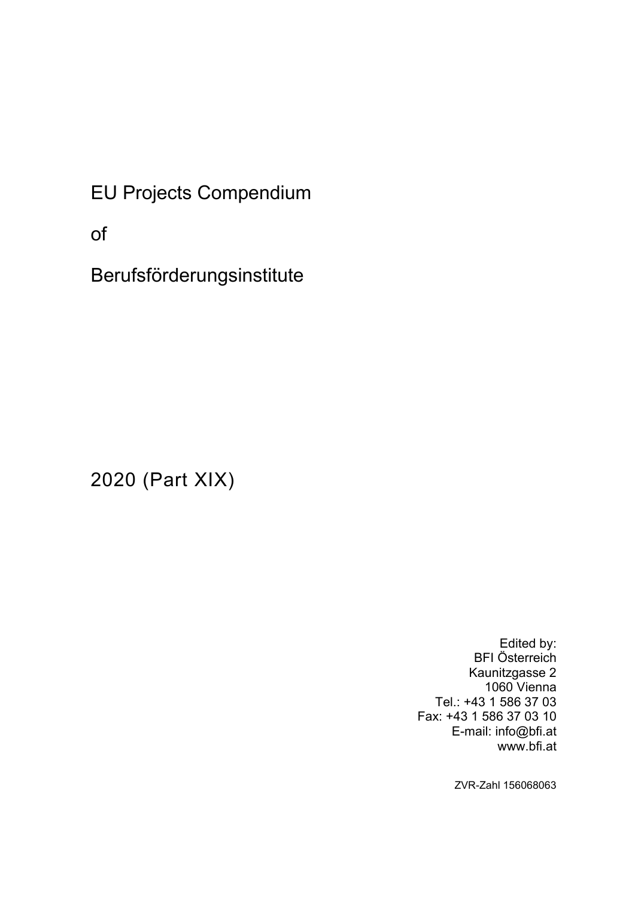# EU Projects Compendium

# of

# Berufsförderungsinstitute

## 2020 (Part XIX)

Edited by:
BFI Österreich
Kaunitzgasse 2
1060 Vienna
Tel.: +43 1 586 37 03
Fax: +43 1 586 37 03 10
E-mail: info@bfi.at
www.bfi.at

ZVR-Zahl 156068063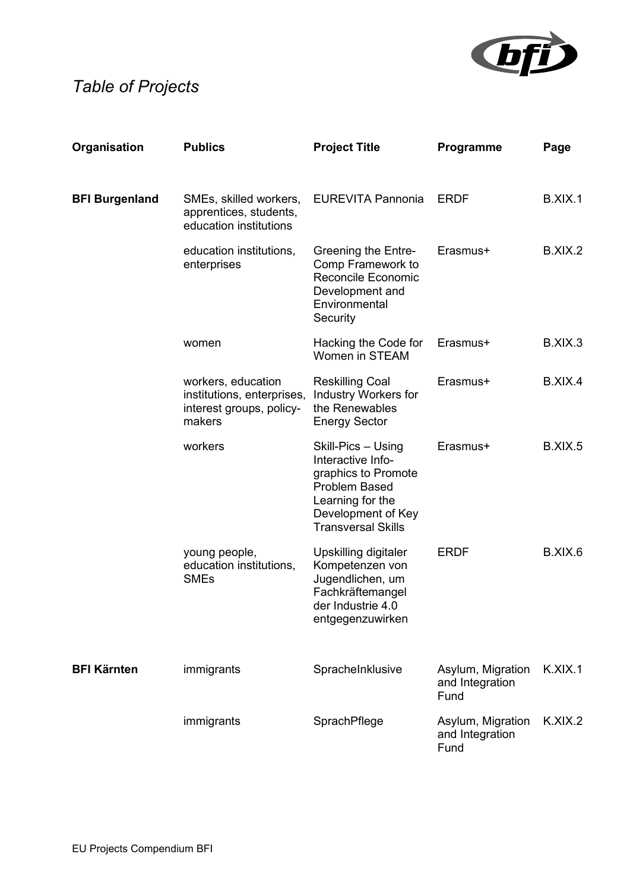*Table of Projects*

| Organisation | Publics | Project Title | Programme | Page |
|---|---|---|---|---|
| **BFI Burgenland** | SMEs, skilled workers, apprentices, students, education institutions | EUREVITA Pannonia | ERDF | B.XIX.1 |
| | education institutions, enterprises | Greening the Entre-Comp Framework to Reconcile Economic Development and Environmental Security | Erasmus+ | B.XIX.2 |
| | women | Hacking the Code for Women in STEAM | Erasmus+ | B.XIX.3 |
| | workers, education institutions, enterprises, interest groups, policy-makers | Reskilling Coal Industry Workers for the Renewables Energy Sector | Erasmus+ | B.XIX.4 |
| | workers | Skill-Pics – Using Interactive Info-graphics to Promote Problem Based Learning for the Development of Key Transversal Skills | Erasmus+ | B.XIX.5 |
| | young people, education institutions, SMEs | Upskilling digitaler Kompetenzen von Jugendlichen, um Fachkräftemangel der Industrie 4.0 entgegenzuwirken | ERDF | B.XIX.6 |
| **BFI Kärnten** | immigrants | SpracheInklusive | Asylum, Migration and Integration Fund | K.XIX.1 |
| | immigrants | SprachPflege | Asylum, Migration and Integration Fund | K.XIX.2 |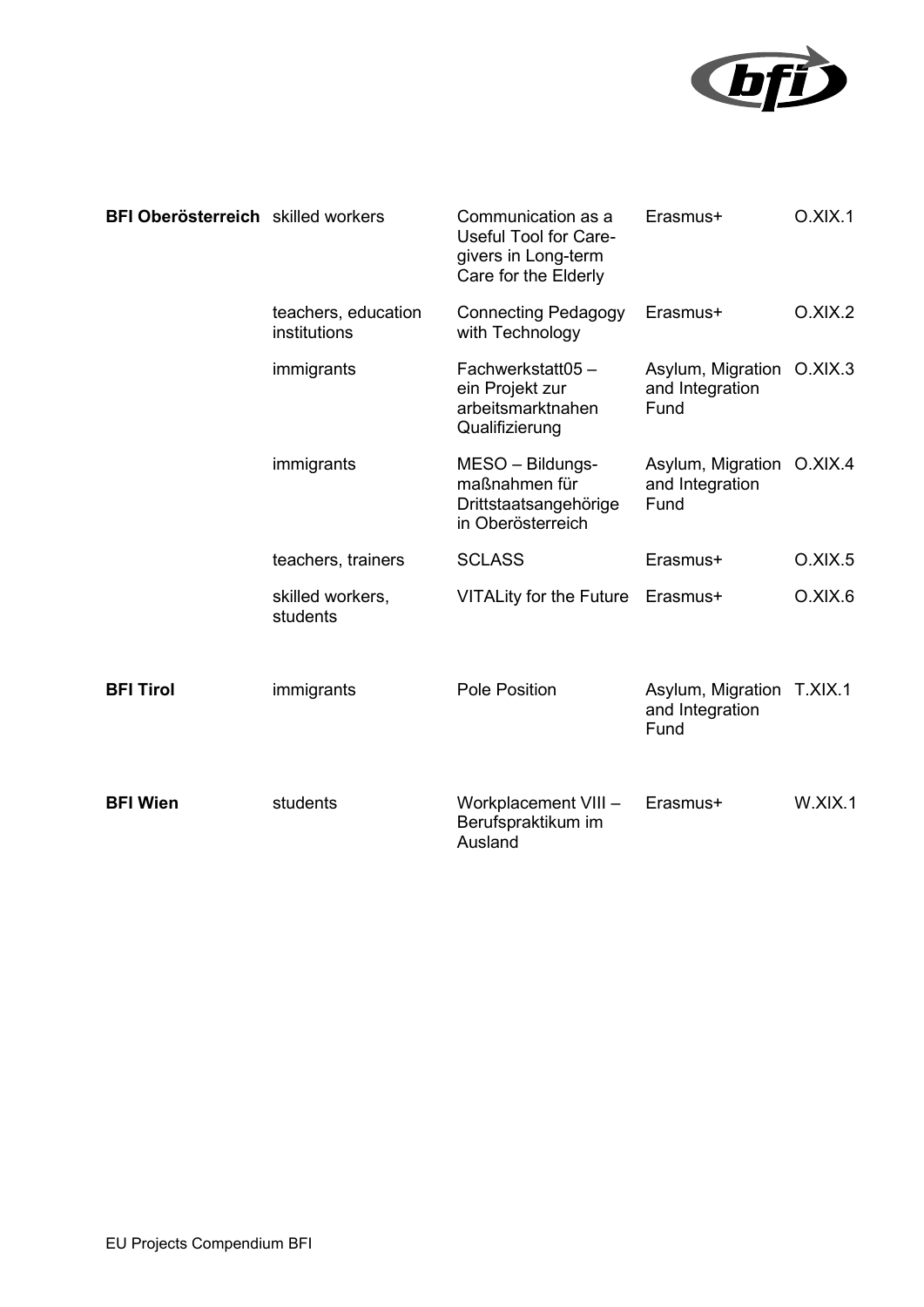| | | | | |
|---|---|---|---|---|
| **BFI Oberösterreich** | skilled workers | Communication as a Useful Tool for Care-givers in Long-term Care for the Elderly | Erasmus+ | O.XIX.1 |
| | teachers, education institutions | Connecting Pedagogy with Technology | Erasmus+ | O.XIX.2 |
| | immigrants | Fachwerkstatt05 – ein Projekt zur arbeitsmarktnahen Qualifizierung | Asylum, Migration and Integration Fund | O.XIX.3 |
| | immigrants | MESO – Bildungs-maßnahmen für Drittstaatsangehörige in Oberösterreich | Asylum, Migration and Integration Fund | O.XIX.4 |
| | teachers, trainers | SCLASS | Erasmus+ | O.XIX.5 |
| | skilled workers, students | VITALity for the Future | Erasmus+ | O.XIX.6 |
| **BFI Tirol** | immigrants | Pole Position | Asylum, Migration and Integration Fund | T.XIX.1 |
| **BFI Wien** | students | Workplacement VIII – Berufspraktikum im Ausland | Erasmus+ | W.XIX.1 |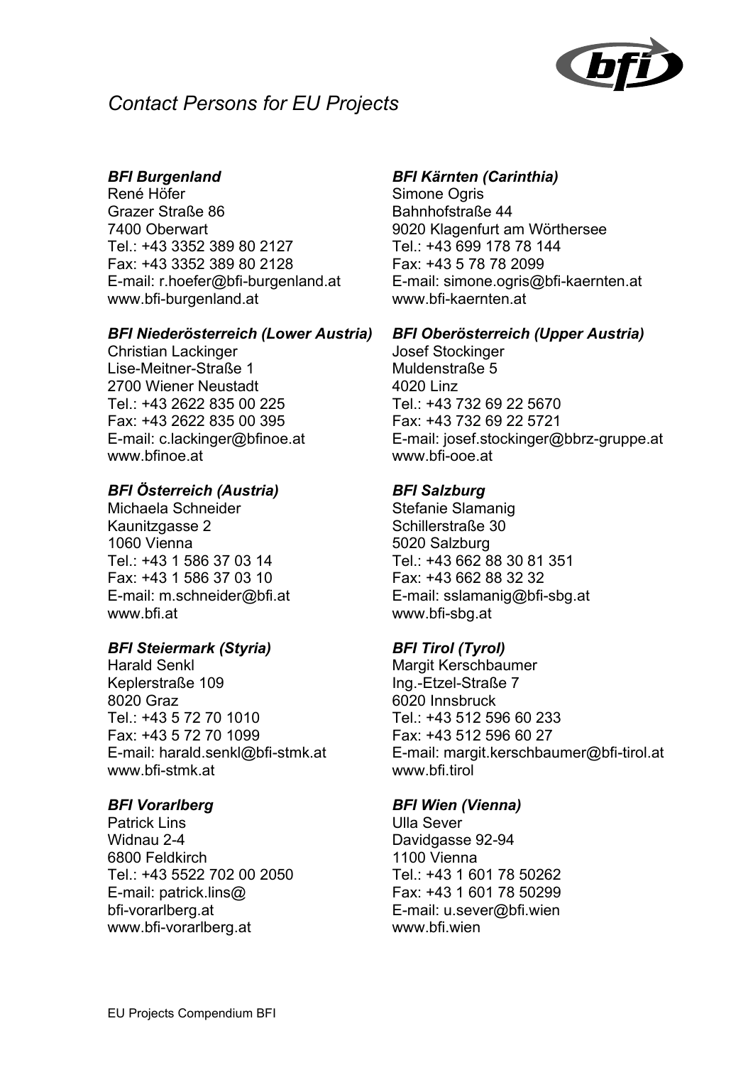# *Contact Persons for EU Projects*

***BFI Burgenland***
René Höfer
Grazer Straße 86
7400 Oberwart
Tel.: +43 3352 389 80 2127
Fax: +43 3352 389 80 2128
E-mail: r.hoefer@bfi-burgenland.at
www.bfi-burgenland.at

***BFI Kärnten (Carinthia)***
Simone Ogris
Bahnhofstraße 44
9020 Klagenfurt am Wörthersee
Tel.: +43 699 178 78 144
Fax: +43 5 78 78 2099
E-mail: simone.ogris@bfi-kaernten.at
www.bfi-kaernten.at

***BFI Niederösterreich (Lower Austria)***
Christian Lackinger
Lise-Meitner-Straße 1
2700 Wiener Neustadt
Tel.: +43 2622 835 00 225
Fax: +43 2622 835 00 395
E-mail: c.lackinger@bfinoe.at
www.bfinoe.at

***BFI Oberösterreich (Upper Austria)***
Josef Stockinger
Muldenstraße 5
4020 Linz
Tel.: +43 732 69 22 5670
Fax: +43 732 69 22 5721
E-mail: josef.stockinger@bbrz-gruppe.at
www.bfi-ooe.at

***BFI Österreich (Austria)***
Michaela Schneider
Kaunitzgasse 2
1060 Vienna
Tel.: +43 1 586 37 03 14
Fax: +43 1 586 37 03 10
E-mail: m.schneider@bfi.at
www.bfi.at

***BFI Salzburg***
Stefanie Slamanig
Schillerstraße 30
5020 Salzburg
Tel.: +43 662 88 30 81 351
Fax: +43 662 88 32 32
E-mail: sslamanig@bfi-sbg.at
www.bfi-sbg.at

***BFI Steiermark (Styria)***
Harald Senkl
Keplerstraße 109
8020 Graz
Tel.: +43 5 72 70 1010
Fax: +43 5 72 70 1099
E-mail: harald.senkl@bfi-stmk.at
www.bfi-stmk.at

***BFI Tirol (Tyrol)***
Margit Kerschbaumer
Ing.-Etzel-Straße 7
6020 Innsbruck
Tel.: +43 512 596 60 233
Fax: +43 512 596 60 27
E-mail: margit.kerschbaumer@bfi-tirol.at
www.bfi.tirol

***BFI Vorarlberg***
Patrick Lins
Widnau 2-4
6800 Feldkirch
Tel.: +43 5522 702 00 2050
E-mail: patrick.lins@
bfi-vorarlberg.at
www.bfi-vorarlberg.at

***BFI Wien (Vienna)***
Ulla Sever
Davidgasse 92-94
1100 Vienna
Tel.: +43 1 601 78 50262
Fax: +43 1 601 78 50299
E-mail: u.sever@bfi.wien
www.bfi.wien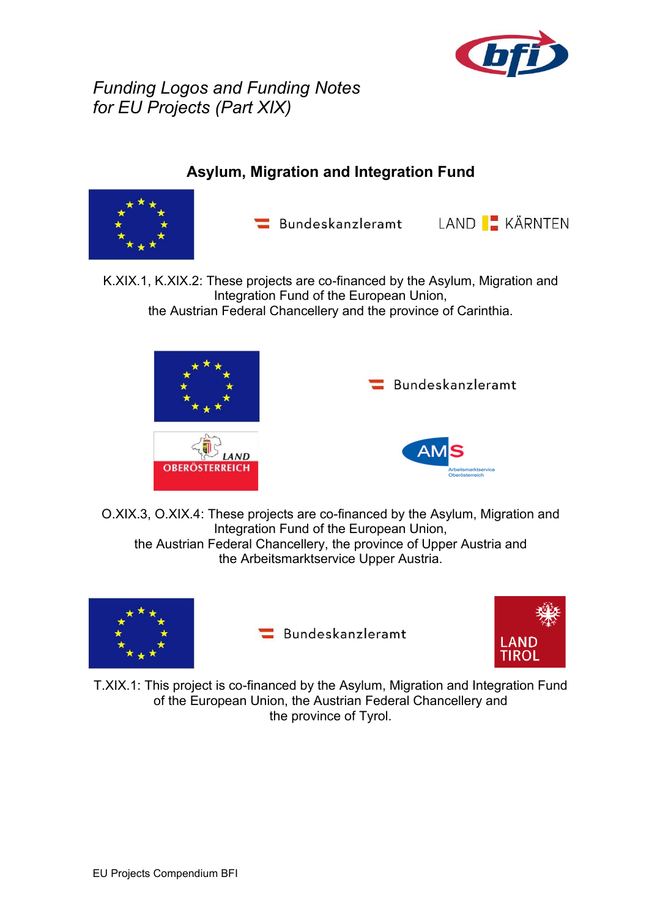*Funding Logos and Funding Notes*
*for EU Projects (Part XIX)*

## Asylum, Migration and Integration Fund

Bundeskanzleramt LAND KÄRNTEN

K.XIX.1, K.XIX.2: These projects are co-financed by the Asylum, Migration and Integration Fund of the European Union, the Austrian Federal Chancellery and the province of Carinthia.

Bundeskanzleramt

LAND OBERÖSTERREICH

AMS Arbeitsmarktservice Oberösterreich

O.XIX.3, O.XIX.4: These projects are co-financed by the Asylum, Migration and Integration Fund of the European Union, the Austrian Federal Chancellery, the province of Upper Austria and the Arbeitsmarktservice Upper Austria.

Bundeskanzleramt LAND TIROL

T.XIX.1: This project is co-financed by the Asylum, Migration and Integration Fund of the European Union, the Austrian Federal Chancellery and the province of Tyrol.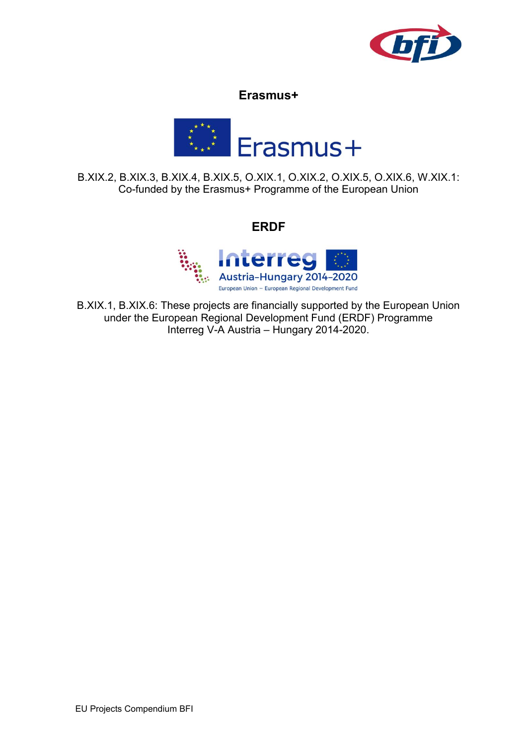**Erasmus+**

B.XIX.2, B.XIX.3, B.XIX.4, B.XIX.5, O.XIX.1, O.XIX.2, O.XIX.5, O.XIX.6, W.XIX.1: Co-funded by the Erasmus+ Programme of the European Union

**ERDF**

B.XIX.1, B.XIX.6: These projects are financially supported by the European Union under the European Regional Development Fund (ERDF) Programme Interreg V-A Austria – Hungary 2014-2020.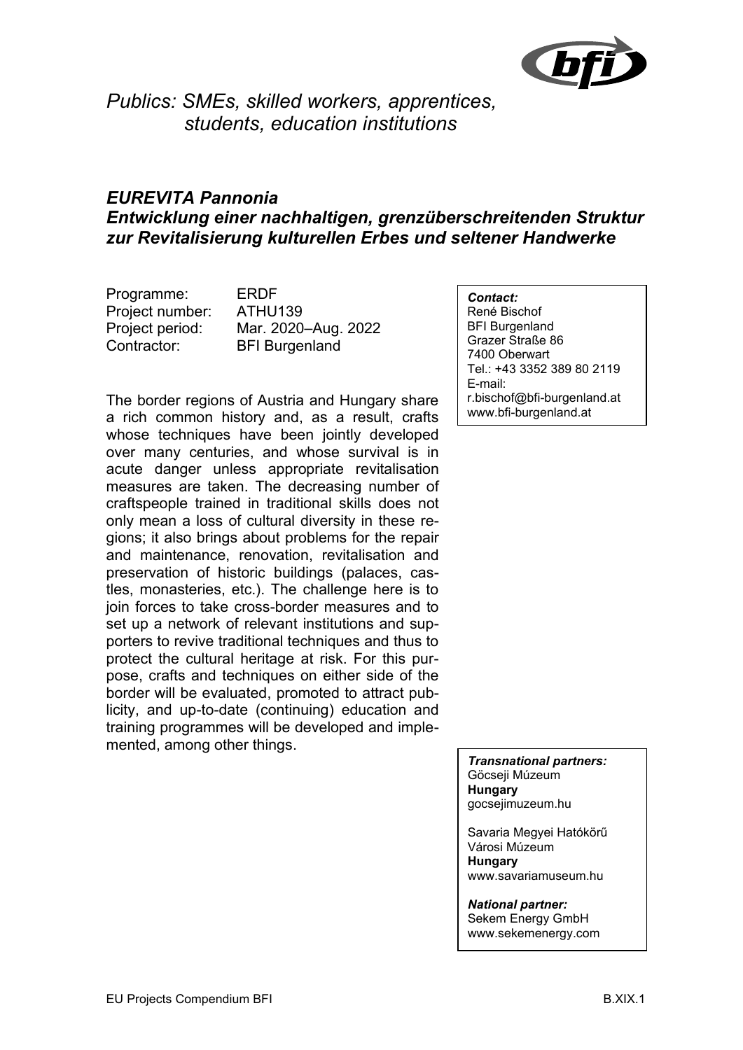*Publics: SMEs, skilled workers, apprentices, students, education institutions*

## *EUREVITA Pannonia*
## *Entwicklung einer nachhaltigen, grenzüberschreitenden Struktur zur Revitalisierung kulturellen Erbes und seltener Handwerke*

Programme: ERDF
Project number: ATHU139
Project period: Mar. 2020–Aug. 2022
Contractor: BFI Burgenland

The border regions of Austria and Hungary share a rich common history and, as a result, crafts whose techniques have been jointly developed over many centuries, and whose survival is in acute danger unless appropriate revitalisation measures are taken. The decreasing number of craftspeople trained in traditional skills does not only mean a loss of cultural diversity in these regions; it also brings about problems for the repair and maintenance, renovation, revitalisation and preservation of historic buildings (palaces, castles, monasteries, etc.). The challenge here is to join forces to take cross-border measures and to set up a network of relevant institutions and supporters to revive traditional techniques and thus to protect the cultural heritage at risk. For this purpose, crafts and techniques on either side of the border will be evaluated, promoted to attract publicity, and up-to-date (continuing) education and training programmes will be developed and implemented, among other things.

***Contact:***
René Bischof
BFI Burgenland
Grazer Straße 86
7400 Oberwart
Tel.: +43 3352 389 80 2119
E-mail:
r.bischof@bfi-burgenland.at
www.bfi-burgenland.at

***Transnational partners:***
Göcseji Múzeum
**Hungary**
gocsejimuzeum.hu

Savaria Megyei Hatókörű Városi Múzeum
**Hungary**
www.savariamuseum.hu

***National partner:***
Sekem Energy GmbH
www.sekemenergy.com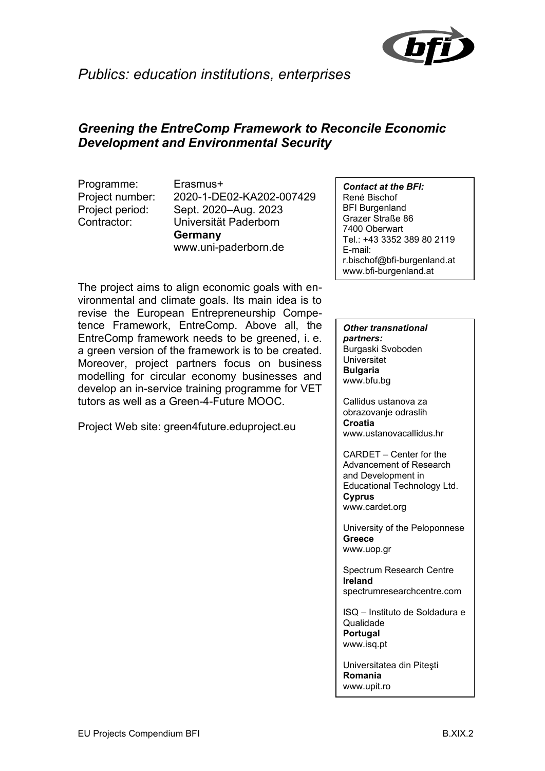*Publics: education institutions, enterprises*

## *Greening the EntreComp Framework to Reconcile Economic Development and Environmental Security*

Programme: Erasmus+
Project number: 2020-1-DE02-KA202-007429
Project period: Sept. 2020–Aug. 2023
Contractor: Universität Paderborn
**Germany**
www.uni-paderborn.de

***Contact at the BFI:***
René Bischof
BFI Burgenland
Grazer Straße 86
7400 Oberwart
Tel.: +43 3352 389 80 2119
E-mail:
r.bischof@bfi-burgenland.at
www.bfi-burgenland.at

The project aims to align economic goals with environmental and climate goals. Its main idea is to revise the European Entrepreneurship Competence Framework, EntreComp. Above all, the EntreComp framework needs to be greened, i. e. a green version of the framework is to be created. Moreover, project partners focus on business modelling for circular economy businesses and develop an in-service training programme for VET tutors as well as a Green-4-Future MOOC.

Project Web site: green4future.eduproject.eu

***Other transnational partners:***

Burgaski Svoboden Universitet
**Bulgaria**
www.bfu.bg

Callidus ustanova za obrazovanje odraslih
**Croatia**
www.ustanovacallidus.hr

CARDET – Center for the Advancement of Research and Development in Educational Technology Ltd.
**Cyprus**
www.cardet.org

University of the Peloponnese
**Greece**
www.uop.gr

Spectrum Research Centre
**Ireland**
spectrumresearchcentre.com

ISQ – Instituto de Soldadura e Qualidade
**Portugal**
www.isq.pt

Universitatea din Piteşti
**Romania**
www.upit.ro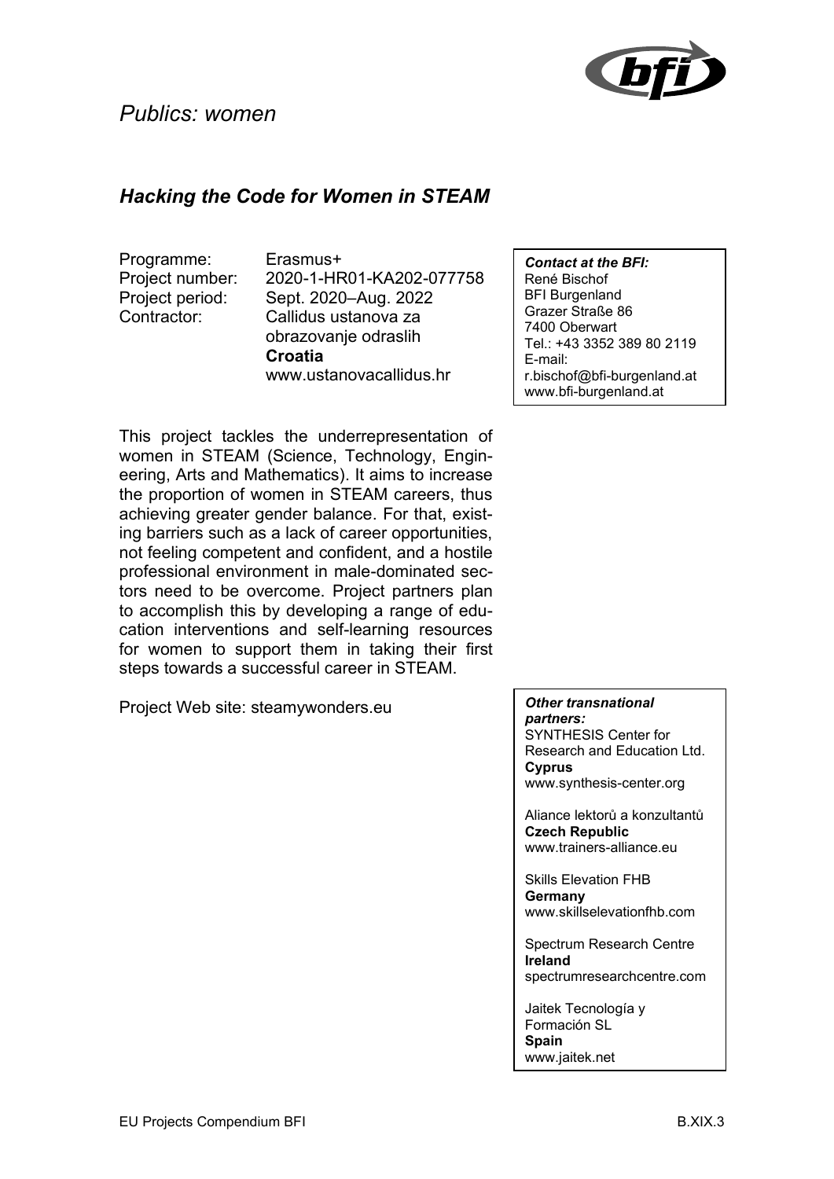*Publics: women*

## *Hacking the Code for Women in STEAM*

Programme: Erasmus+
Project number: 2020-1-HR01-KA202-077758
Project period: Sept. 2020–Aug. 2022
Contractor: Callidus ustanova za obrazovanje odraslih
**Croatia**
www.ustanovacallidus.hr

***Contact at the BFI:***
René Bischof
BFI Burgenland
Grazer Straße 86
7400 Oberwart
Tel.: +43 3352 389 80 2119
E-mail:
r.bischof@bfi-burgenland.at
www.bfi-burgenland.at

This project tackles the underrepresentation of women in STEAM (Science, Technology, Engineering, Arts and Mathematics). It aims to increase the proportion of women in STEAM careers, thus achieving greater gender balance. For that, existing barriers such as a lack of career opportunities, not feeling competent and confident, and a hostile professional environment in male-dominated sectors need to be overcome. Project partners plan to accomplish this by developing a range of education interventions and self-learning resources for women to support them in taking their first steps towards a successful career in STEAM.

Project Web site: steamywonders.eu

***Other transnational partners:***

SYNTHESIS Center for Research and Education Ltd.
**Cyprus**
www.synthesis-center.org

Aliance lektorů a konzultantů
**Czech Republic**
www.trainers-alliance.eu

Skills Elevation FHB
**Germany**
www.skillselevationfhb.com

Spectrum Research Centre
**Ireland**
spectrumresearchcentre.com

Jaitek Tecnología y Formación SL
**Spain**
www.jaitek.net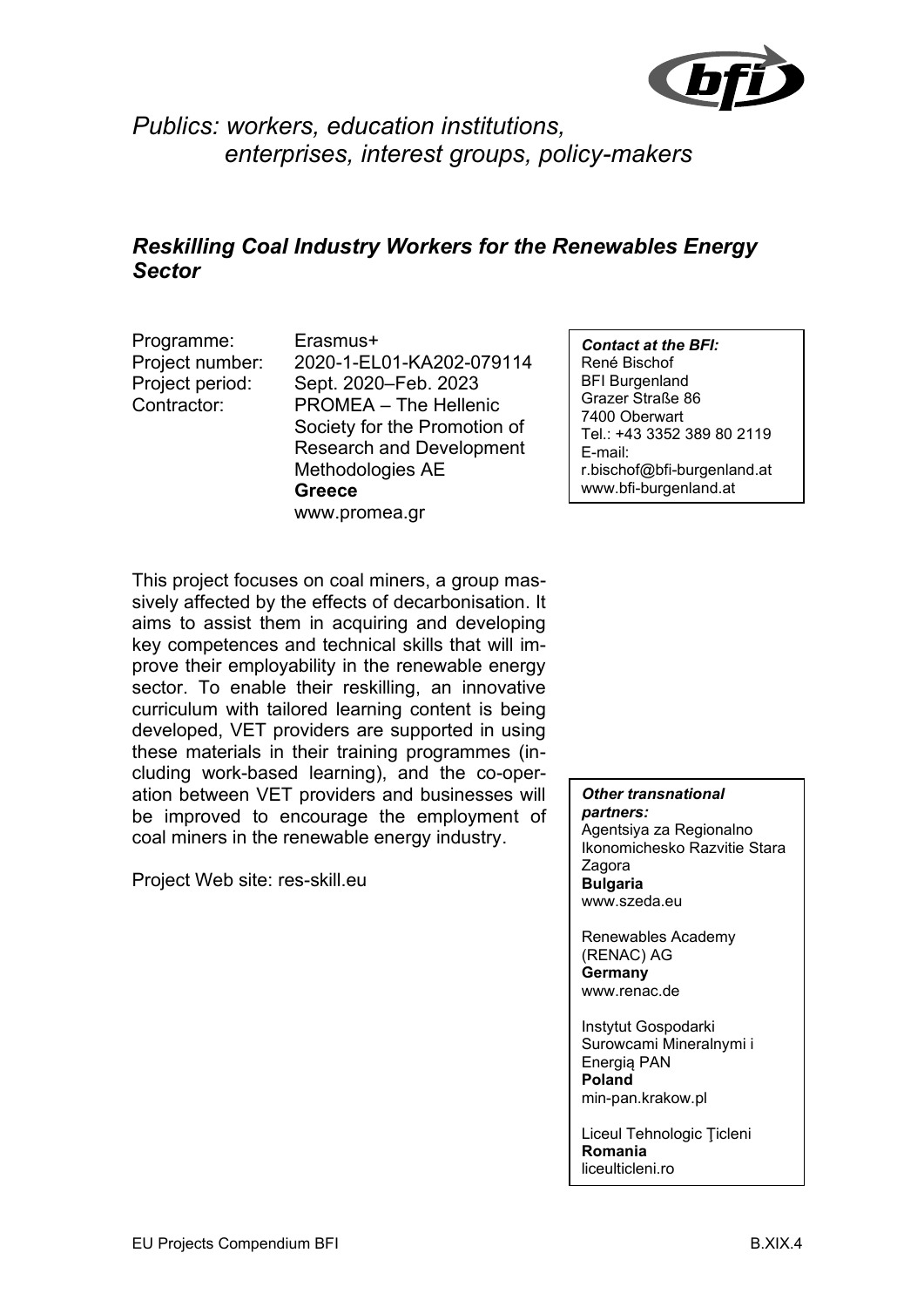*Publics: workers, education institutions, enterprises, interest groups, policy-makers*

## *Reskilling Coal Industry Workers for the Renewables Energy Sector*

Programme: Erasmus+
Project number: 2020-1-EL01-KA202-079114
Project period: Sept. 2020–Feb. 2023
Contractor: PROMEA – The Hellenic Society for the Promotion of Research and Development Methodologies AE
**Greece**
www.promea.gr

***Contact at the BFI:***
René Bischof
BFI Burgenland
Grazer Straße 86
7400 Oberwart
Tel.: +43 3352 389 80 2119
E-mail:
r.bischof@bfi-burgenland.at
www.bfi-burgenland.at

This project focuses on coal miners, a group massively affected by the effects of decarbonisation. It aims to assist them in acquiring and developing key competences and technical skills that will improve their employability in the renewable energy sector. To enable their reskilling, an innovative curriculum with tailored learning content is being developed, VET providers are supported in using these materials in their training programmes (including work-based learning), and the co-operation between VET providers and businesses will be improved to encourage the employment of coal miners in the renewable energy industry.

Project Web site: res-skill.eu

***Other transnational partners:***

Agentsiya za Regionalno Ikonomichesko Razvitie Stara Zagora
**Bulgaria**
www.szeda.eu

Renewables Academy (RENAC) AG
**Germany**
www.renac.de

Instytut Gospodarki Surowcami Mineralnymi i Energią PAN
**Poland**
min-pan.krakow.pl

Liceul Tehnologic Ţicleni
**Romania**
liceulticleni.ro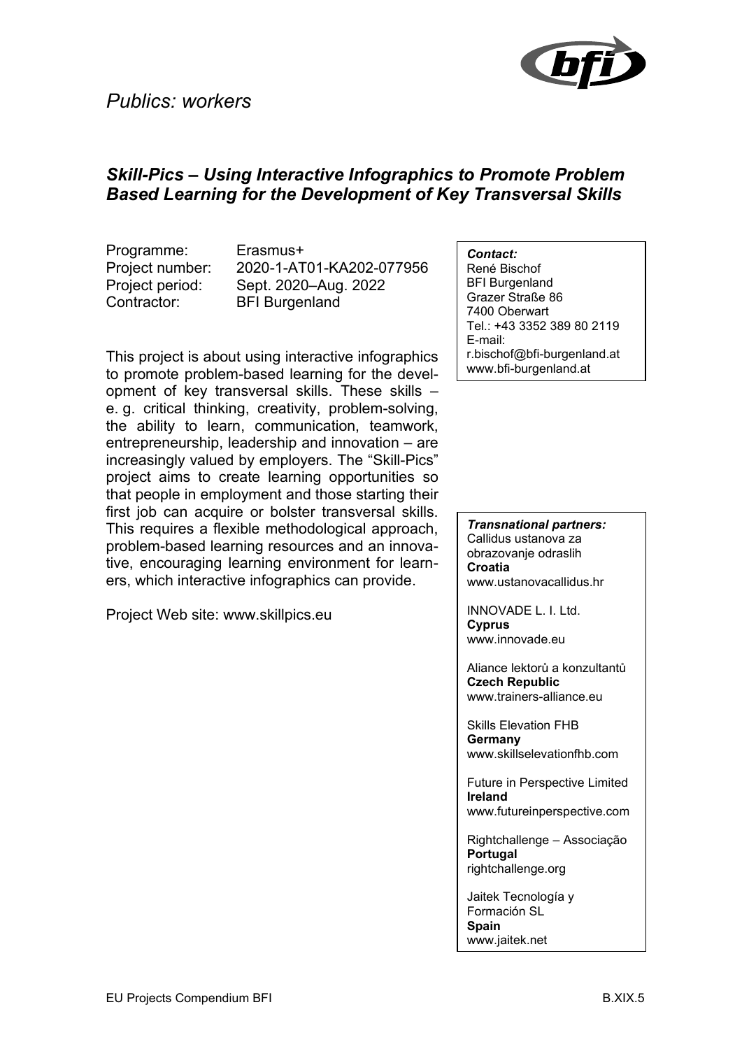*Publics: workers*

### *Skill-Pics – Using Interactive Infographics to Promote Problem Based Learning for the Development of Key Transversal Skills*

Programme: Erasmus+
Project number: 2020-1-AT01-KA202-077956
Project period: Sept. 2020–Aug. 2022
Contractor: BFI Burgenland

This project is about using interactive infographics to promote problem-based learning for the development of key transversal skills. These skills – e. g. critical thinking, creativity, problem-solving, the ability to learn, communication, teamwork, entrepreneurship, leadership and innovation – are increasingly valued by employers. The "Skill-Pics" project aims to create learning opportunities so that people in employment and those starting their first job can acquire or bolster transversal skills. This requires a flexible methodological approach, problem-based learning resources and an innovative, encouraging learning environment for learners, which interactive infographics can provide.

Project Web site: www.skillpics.eu

***Contact:***
René Bischof
BFI Burgenland
Grazer Straße 86
7400 Oberwart
Tel.: +43 3352 389 80 2119
E-mail:
r.bischof@bfi-burgenland.at
www.bfi-burgenland.at

***Transnational partners:***

Callidus ustanova za obrazovanje odraslih
**Croatia**
www.ustanovacallidus.hr

INNOVADE L. I. Ltd.
**Cyprus**
www.innovade.eu

Aliance lektorů a konzultantů
**Czech Republic**
www.trainers-alliance.eu

Skills Elevation FHB
**Germany**
www.skillselevationfhb.com

Future in Perspective Limited
**Ireland**
www.futureinperspective.com

Rightchallenge – Associação
**Portugal**
rightchallenge.org

Jaitek Tecnología y Formación SL
**Spain**
www.jaitek.net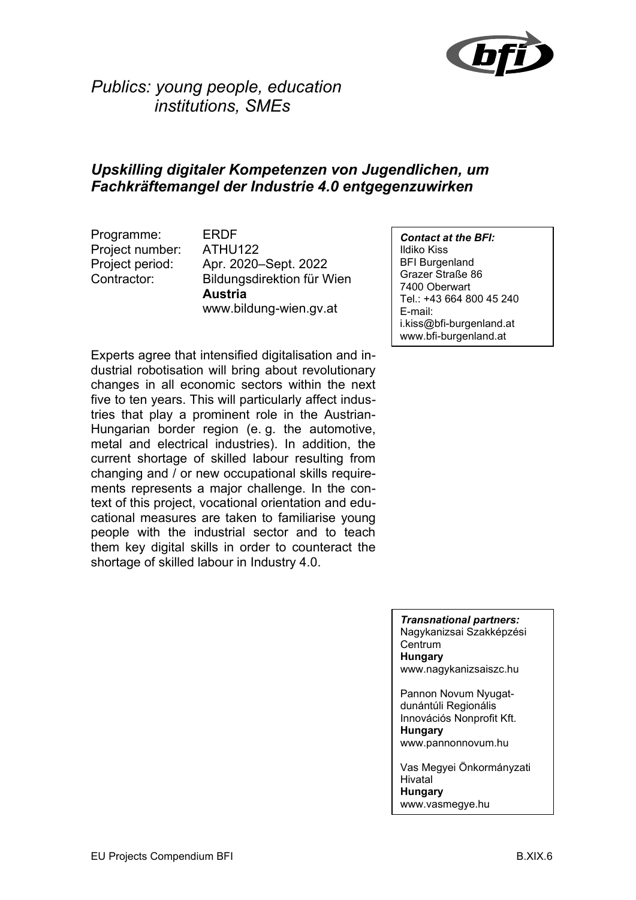*Publics: young people, education institutions, SMEs*

## *Upskilling digitaler Kompetenzen von Jugendlichen, um Fachkräftemangel der Industrie 4.0 entgegenzuwirken*

Programme: ERDF
Project number: ATHU122
Project period: Apr. 2020–Sept. 2022
Contractor: Bildungsdirektion für Wien
**Austria**
www.bildung-wien.gv.at

***Contact at the BFI:***
Ildiko Kiss
BFI Burgenland
Grazer Straße 86
7400 Oberwart
Tel.: +43 664 800 45 240
E-mail:
i.kiss@bfi-burgenland.at
www.bfi-burgenland.at

Experts agree that intensified digitalisation and industrial robotisation will bring about revolutionary changes in all economic sectors within the next five to ten years. This will particularly affect industries that play a prominent role in the Austrian-Hungarian border region (e. g. the automotive, metal and electrical industries). In addition, the current shortage of skilled labour resulting from changing and / or new occupational skills requirements represents a major challenge. In the context of this project, vocational orientation and educational measures are taken to familiarise young people with the industrial sector and to teach them key digital skills in order to counteract the shortage of skilled labour in Industry 4.0.

***Transnational partners:***
Nagykanizsai Szakképzési Centrum
**Hungary**
www.nagykanizsaiszc.hu

Pannon Novum Nyugat-dunántúli Regionális Innovációs Nonprofit Kft.
**Hungary**
www.pannonnovum.hu

Vas Megyei Önkormányzati Hivatal
**Hungary**
www.vasmegye.hu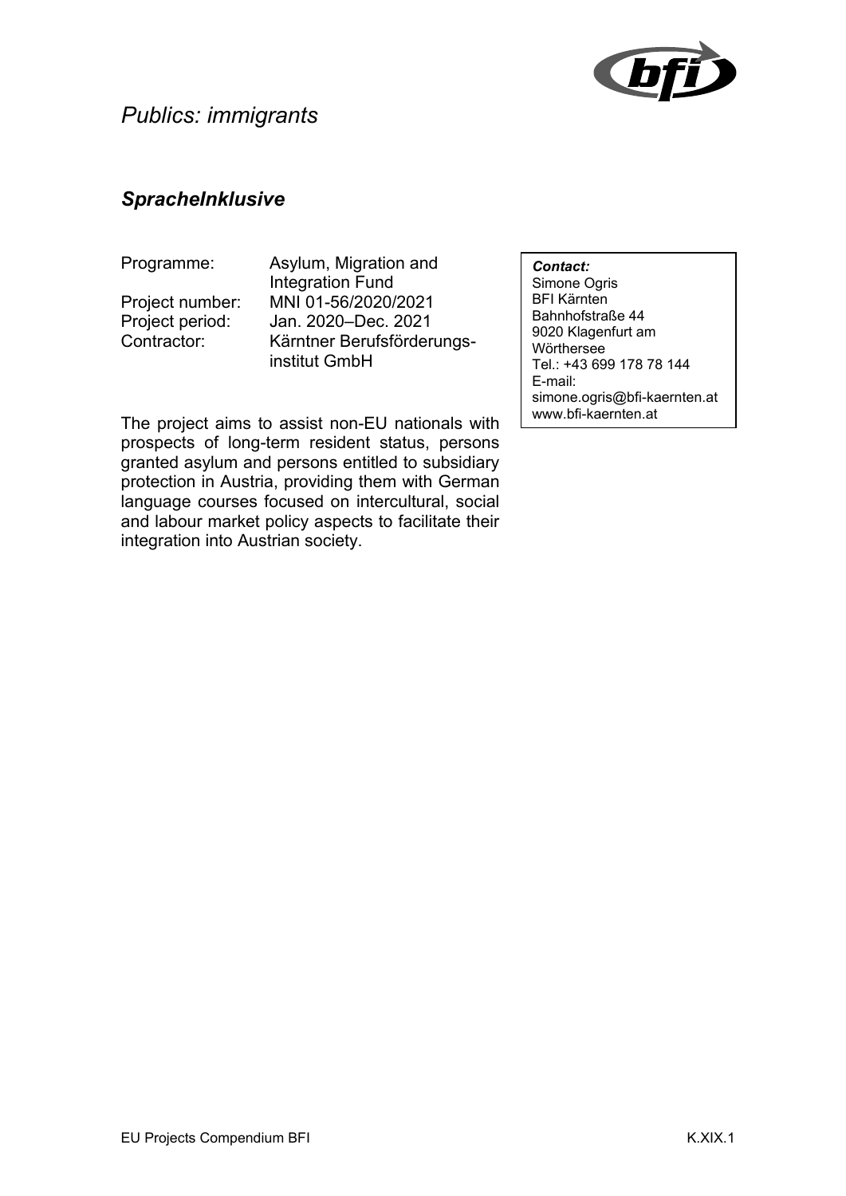*Publics: immigrants*

## *SpracheInklusive*

| Programme: | Asylum, Migration and Integration Fund |
|---|---|
| Project number: | MNI 01-56/2020/2021 |
| Project period: | Jan. 2020–Dec. 2021 |
| Contractor: | Kärntner Berufsförderungsinstitut GmbH |

**Contact:**
Simone Ogris
BFI Kärnten
Bahnhofstraße 44
9020 Klagenfurt am Wörthersee
Tel.: +43 699 178 78 144
E-mail: simone.ogris@bfi-kaernten.at
www.bfi-kaernten.at

The project aims to assist non-EU nationals with prospects of long-term resident status, persons granted asylum and persons entitled to subsidiary protection in Austria, providing them with German language courses focused on intercultural, social and labour market policy aspects to facilitate their integration into Austrian society.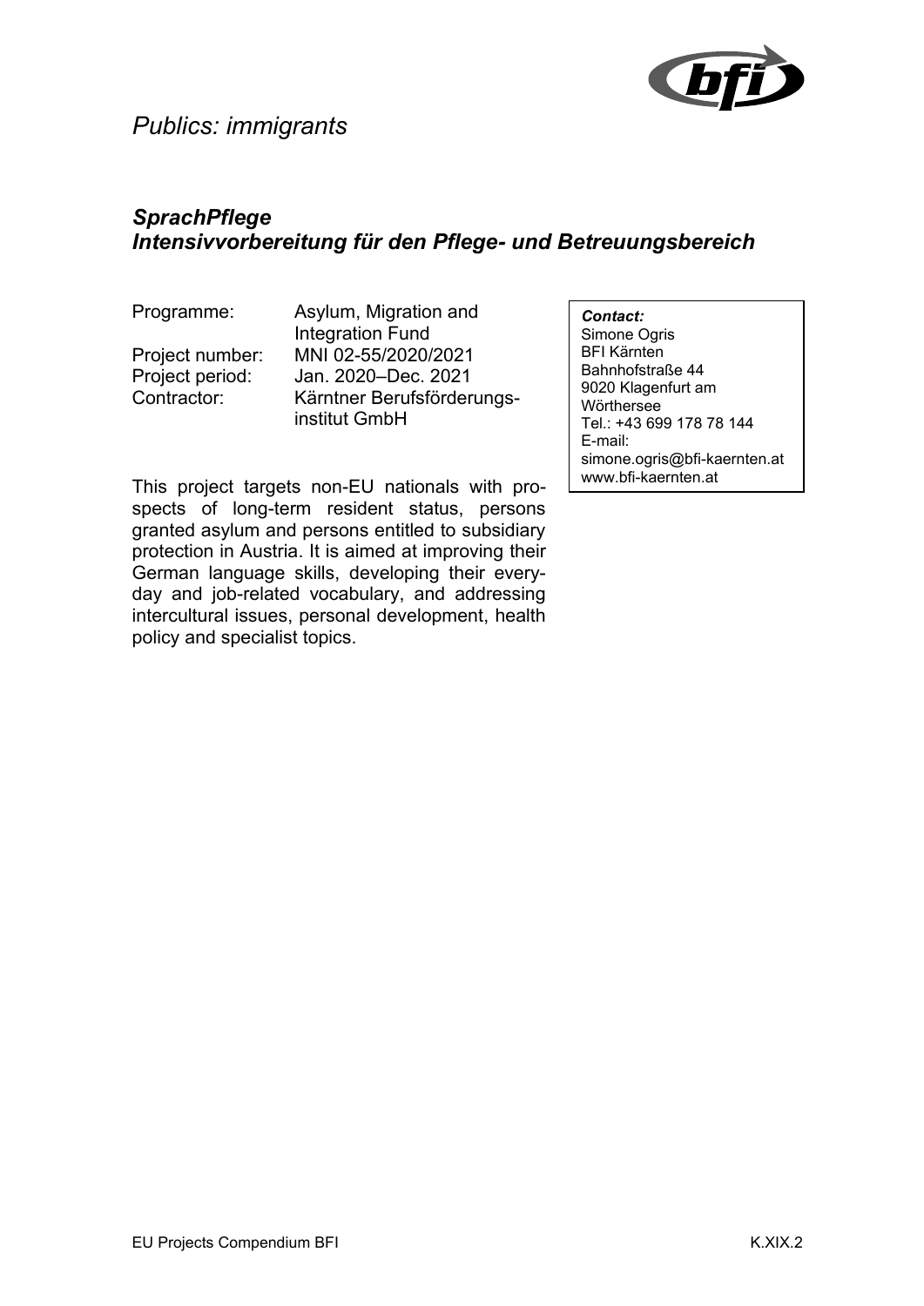*Publics: immigrants*

## *SprachPflege*
## *Intensivvorbereitung für den Pflege- und Betreuungsbereich*

| | |
|---|---|
| Programme: | Asylum, Migration and Integration Fund |
| Project number: | MNI 02-55/2020/2021 |
| Project period: | Jan. 2020–Dec. 2021 |
| Contractor: | Kärntner Berufsförderungsinstitut GmbH |

This project targets non-EU nationals with prospects of long-term resident status, persons granted asylum and persons entitled to subsidiary protection in Austria. It is aimed at improving their German language skills, developing their everyday and job-related vocabulary, and addressing intercultural issues, personal development, health policy and specialist topics.

***Contact:***
Simone Ogris
BFI Kärnten
Bahnhofstraße 44
9020 Klagenfurt am Wörthersee
Tel.: +43 699 178 78 144
E-mail: simone.ogris@bfi-kaernten.at
www.bfi-kaernten.at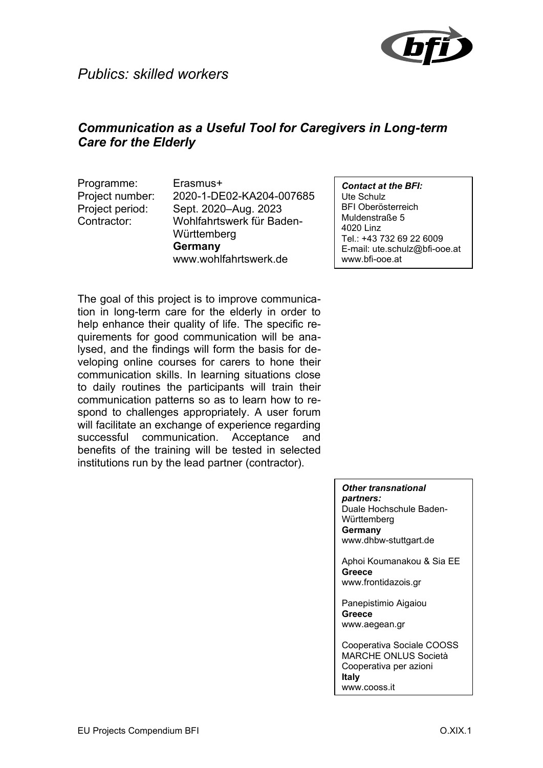*Publics: skilled workers*

## *Communication as a Useful Tool for Caregivers in Long-term Care for the Elderly*

Programme: Erasmus+
Project number: 2020-1-DE02-KA204-007685
Project period: Sept. 2020–Aug. 2023
Contractor: Wohlfahrtswerk für Baden-Württemberg
**Germany**
www.wohlfahrtswerk.de

***Contact at the BFI:***
Ute Schulz
BFI Oberösterreich
Muldenstraße 5
4020 Linz
Tel.: +43 732 69 22 6009
E-mail: ute.schulz@bfi-ooe.at
www.bfi-ooe.at

The goal of this project is to improve communication in long-term care for the elderly in order to help enhance their quality of life. The specific requirements for good communication will be analysed, and the findings will form the basis for developing online courses for carers to hone their communication skills. In learning situations close to daily routines the participants will train their communication patterns so as to learn how to respond to challenges appropriately. A user forum will facilitate an exchange of experience regarding successful communication. Acceptance and benefits of the training will be tested in selected institutions run by the lead partner (contractor).

***Other transnational partners:***

Duale Hochschule Baden-Württemberg
**Germany**
www.dhbw-stuttgart.de

Aphoi Koumanakou & Sia EE
**Greece**
www.frontidazois.gr

Panepistimio Aigaiou
**Greece**
www.aegean.gr

Cooperativa Sociale COOSS MARCHE ONLUS Società Cooperativa per azioni
**Italy**
www.cooss.it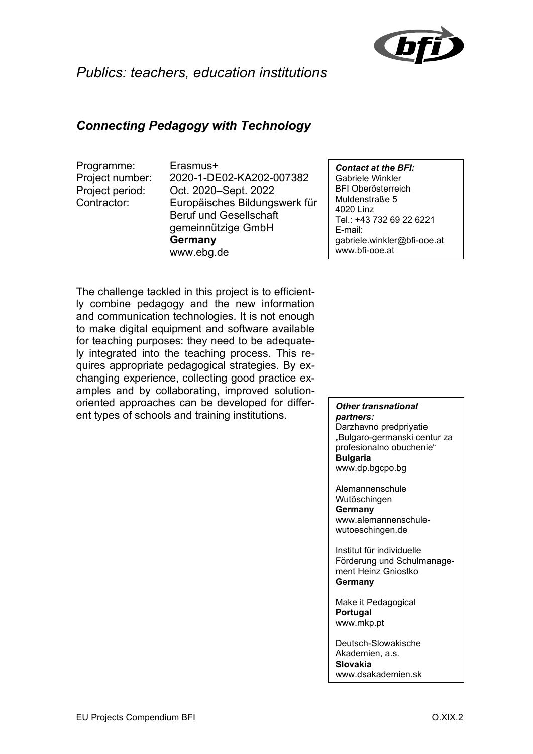*Publics: teachers, education institutions*

## *Connecting Pedagogy with Technology*

Programme: Erasmus+
Project number: 2020-1-DE02-KA202-007382
Project period: Oct. 2020–Sept. 2022
Contractor: Europäisches Bildungswerk für Beruf und Gesellschaft gemeinnützige GmbH
**Germany**
www.ebg.de

***Contact at the BFI:***
Gabriele Winkler
BFI Oberösterreich
Muldenstraße 5
4020 Linz
Tel.: +43 732 69 22 6221
E-mail: gabriele.winkler@bfi-ooe.at
www.bfi-ooe.at

The challenge tackled in this project is to efficiently combine pedagogy and the new information and communication technologies. It is not enough to make digital equipment and software available for teaching purposes: they need to be adequately integrated into the teaching process. This requires appropriate pedagogical strategies. By exchanging experience, collecting good practice examples and by collaborating, improved solution-oriented approaches can be developed for different types of schools and training institutions.

***Other transnational partners:***

Darzhavno predpriyatie „Bulgaro-germanski centur za profesionalno obuchenie"
**Bulgaria**
www.dp.bgcpo.bg

Alemannenschule Wutöschingen
**Germany**
www.alemannenschule-wutoeschingen.de

Institut für individuelle Förderung und Schulmanagement Heinz Gniostko
**Germany**

Make it Pedagogical
**Portugal**
www.mkp.pt

Deutsch-Slowakische Akademien, a.s.
**Slovakia**
www.dsakademien.sk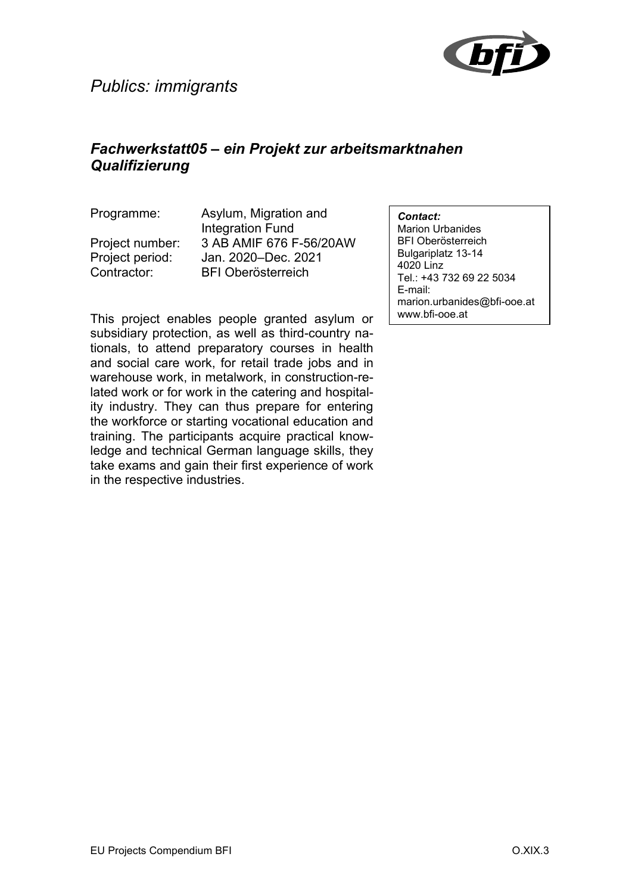*Publics: immigrants*

## *Fachwerkstatt05 – ein Projekt zur arbeitsmarktnahen Qualifizierung*

| | |
|---|---|
| Programme: | Asylum, Migration and Integration Fund |
| Project number: | 3 AB AMIF 676 F-56/20AW |
| Project period: | Jan. 2020–Dec. 2021 |
| Contractor: | BFI Oberösterreich |

This project enables people granted asylum or subsidiary protection, as well as third-country nationals, to attend preparatory courses in health and social care work, for retail trade jobs and in warehouse work, in metalwork, in construction-related work or for work in the catering and hospitality industry. They can thus prepare for entering the workforce or starting vocational education and training. The participants acquire practical knowledge and technical German language skills, they take exams and gain their first experience of work in the respective industries.

***Contact:***
Marion Urbanides
BFI Oberösterreich
Bulgariplatz 13-14
4020 Linz
Tel.: +43 732 69 22 5034
E-mail:
marion.urbanides@bfi-ooe.at
www.bfi-ooe.at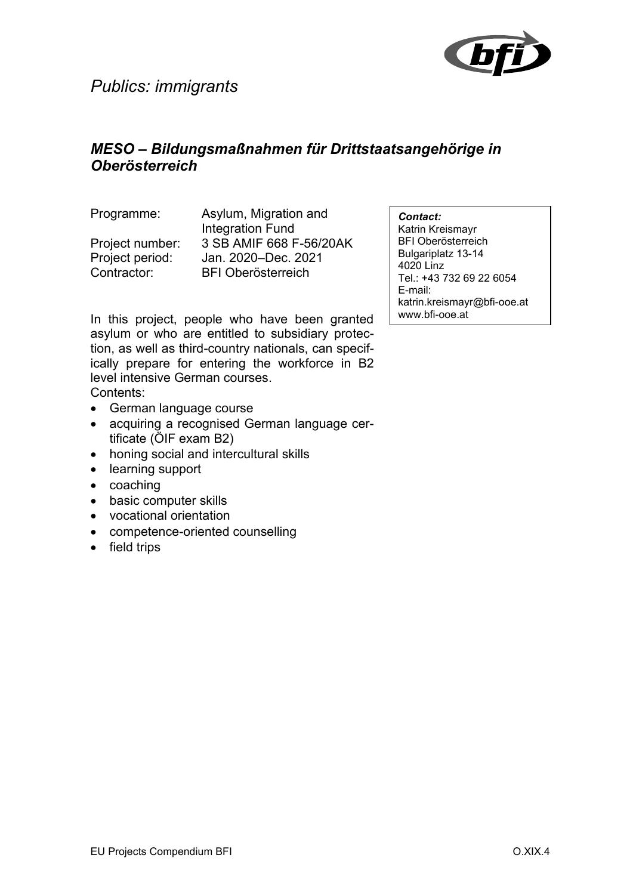*Publics: immigrants*

## *MESO – Bildungsmaßnahmen für Drittstaatsangehörige in Oberösterreich*

| | |
|---|---|
| Programme: | Asylum, Migration and Integration Fund |
| Project number: | 3 SB AMIF 668 F-56/20AK |
| Project period: | Jan. 2020–Dec. 2021 |
| Contractor: | BFI Oberösterreich |

***Contact:***
Katrin Kreismayr
BFI Oberösterreich
Bulgariplatz 13-14
4020 Linz
Tel.: +43 732 69 22 6054
E-mail:
katrin.kreismayr@bfi-ooe.at
www.bfi-ooe.at

In this project, people who have been granted asylum or who are entitled to subsidiary protection, as well as third-country nationals, can specifically prepare for entering the workforce in B2 level intensive German courses.

Contents:

- German language course
- acquiring a recognised German language certificate (ÖIF exam B2)
- honing social and intercultural skills
- learning support
- coaching
- basic computer skills
- vocational orientation
- competence-oriented counselling
- field trips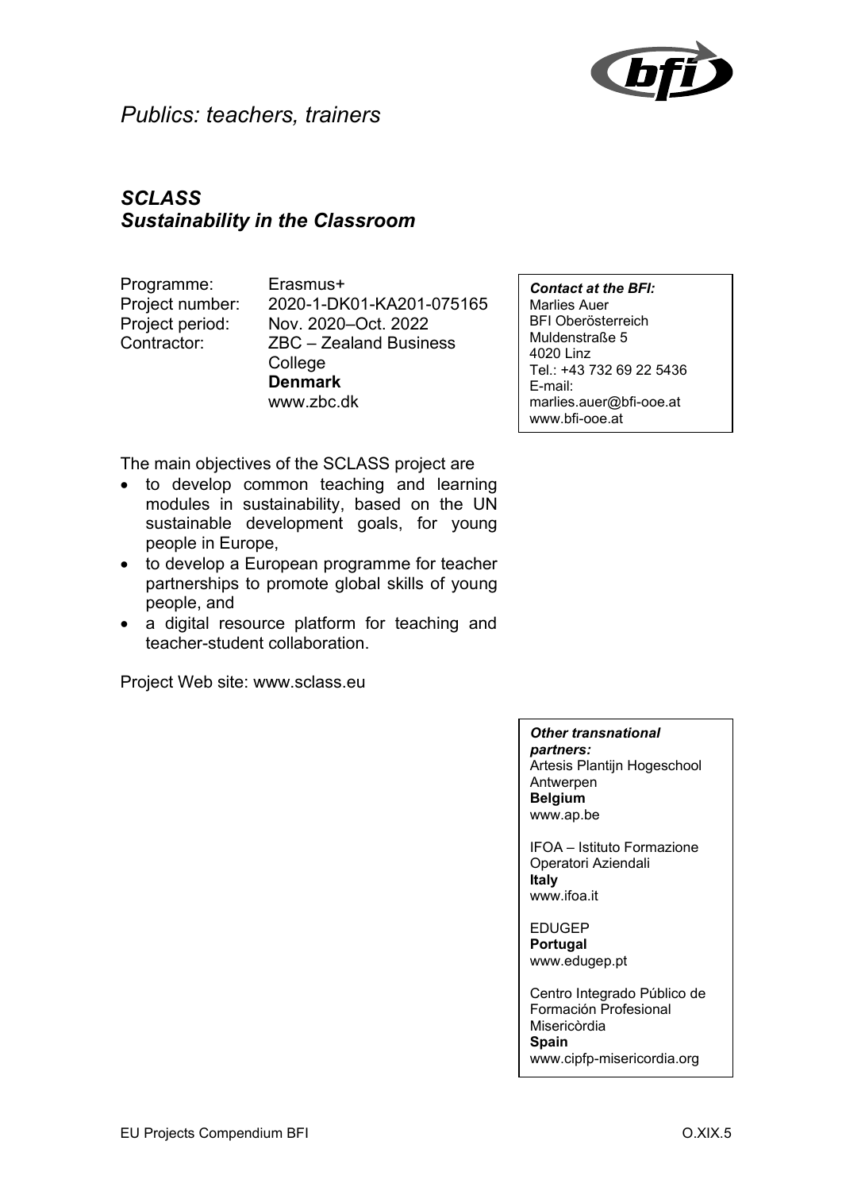*Publics: teachers, trainers*

## *SCLASS*
## *Sustainability in the Classroom*

| | |
|---|---|
| Programme: | Erasmus+ |
| Project number: | 2020-1-DK01-KA201-075165 |
| Project period: | Nov. 2020–Oct. 2022 |
| Contractor: | ZBC – Zealand Business College<br>**Denmark**<br>www.zbc.dk |

***Contact at the BFI:***
Marlies Auer
BFI Oberösterreich
Muldenstraße 5
4020 Linz
Tel.: +43 732 69 22 5436
E-mail:
marlies.auer@bfi-ooe.at
www.bfi-ooe.at

The main objectives of the SCLASS project are

- to develop common teaching and learning modules in sustainability, based on the UN sustainable development goals, for young people in Europe,
- to develop a European programme for teacher partnerships to promote global skills of young people, and
- a digital resource platform for teaching and teacher-student collaboration.

Project Web site: www.sclass.eu

***Other transnational partners:***

Artesis Plantijn Hogeschool Antwerpen
**Belgium**
www.ap.be

IFOA – Istituto Formazione Operatori Aziendali
**Italy**
www.ifoa.it

EDUGEP
**Portugal**
www.edugep.pt

Centro Integrado Público de Formación Profesional Misericòrdia
**Spain**
www.cipfp-misericordia.org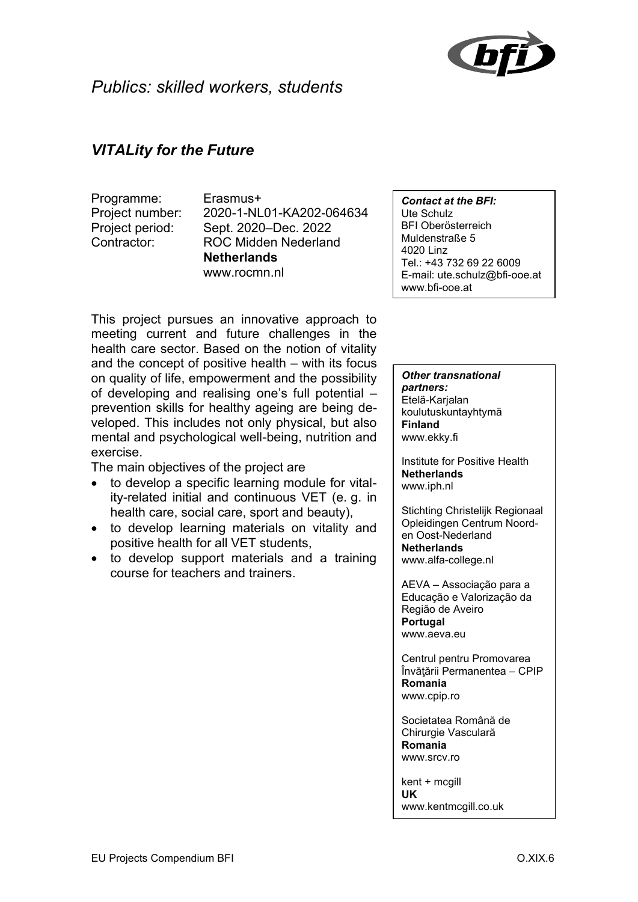*Publics: skilled workers, students*

## *VITALity for the Future*

Programme: Erasmus+
Project number: 2020-1-NL01-KA202-064634
Project period: Sept. 2020–Dec. 2022
Contractor: ROC Midden Nederland
**Netherlands**
www.rocmn.nl

***Contact at the BFI:***
Ute Schulz
BFI Oberösterreich
Muldenstraße 5
4020 Linz
Tel.: +43 732 69 22 6009
E-mail: ute.schulz@bfi-ooe.at
www.bfi-ooe.at

This project pursues an innovative approach to meeting current and future challenges in the health care sector. Based on the notion of vitality and the concept of positive health – with its focus on quality of life, empowerment and the possibility of developing and realising one's full potential – prevention skills for healthy ageing are being developed. This includes not only physical, but also mental and psychological well-being, nutrition and exercise.

The main objectives of the project are

- to develop a specific learning module for vitality-related initial and continuous VET (e. g. in health care, social care, sport and beauty),
- to develop learning materials on vitality and positive health for all VET students,
- to develop support materials and a training course for teachers and trainers.

***Other transnational partners:***

Etelä-Karjalan koulutuskuntayhtymä
**Finland**
www.ekky.fi

Institute for Positive Health
**Netherlands**
www.iph.nl

Stichting Christelijk Regionaal Opleidingen Centrum Noord- en Oost-Nederland
**Netherlands**
www.alfa-college.nl

AEVA – Associação para a Educação e Valorização da Região de Aveiro
**Portugal**
www.aeva.eu

Centrul pentru Promovarea Învăţării Permanentea – CPIP
**Romania**
www.cpip.ro

Societatea Română de Chirurgie Vasculară
**Romania**
www.srcv.ro

kent + mcgill
**UK**
www.kentmcgill.co.uk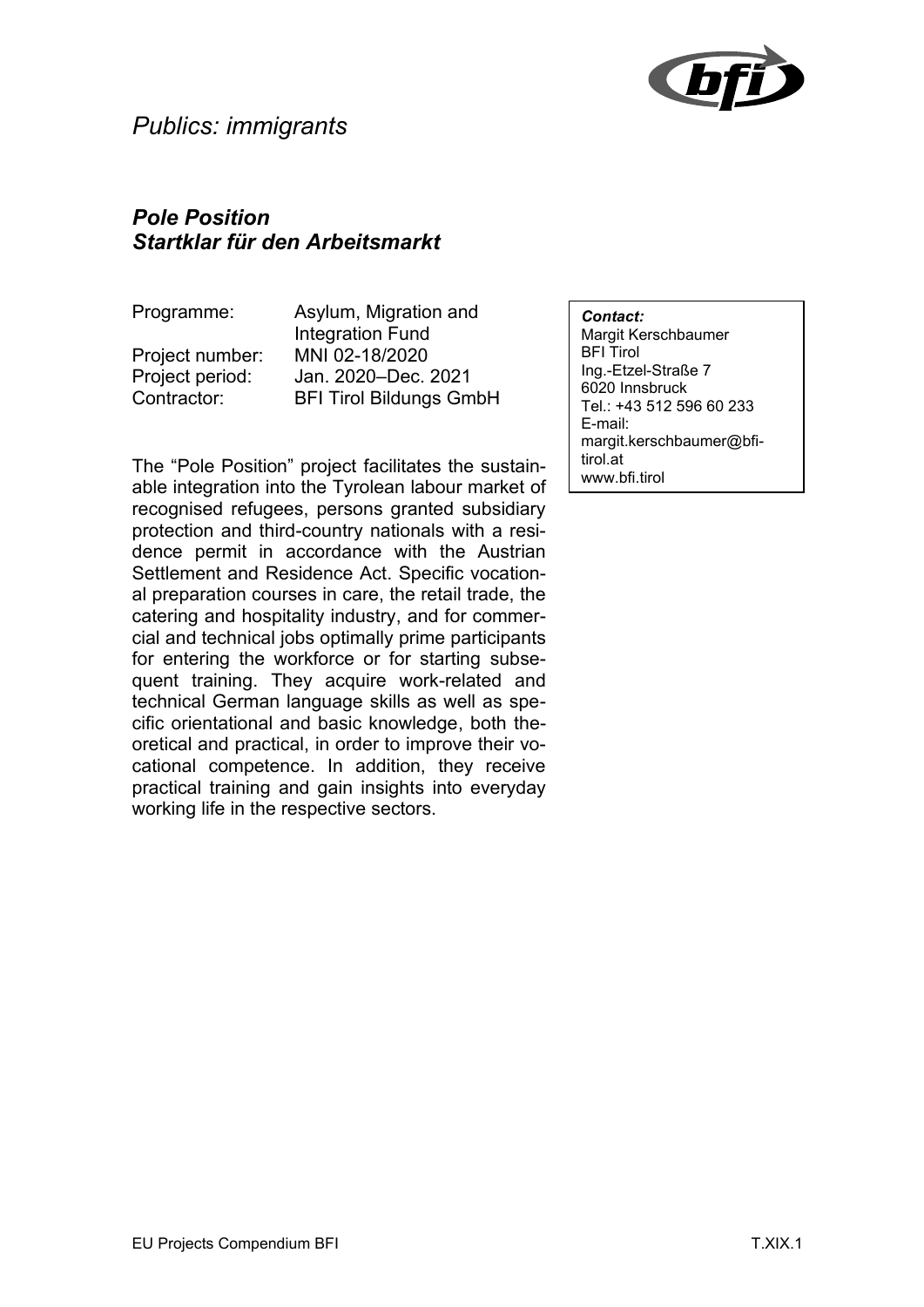*Publics: immigrants*

## *Pole Position*
## *Startklar für den Arbeitsmarkt*

| | |
|---|---|
| Programme: | Asylum, Migration and Integration Fund |
| Project number: | MNI 02-18/2020 |
| Project period: | Jan. 2020–Dec. 2021 |
| Contractor: | BFI Tirol Bildungs GmbH |

The "Pole Position" project facilitates the sustainable integration into the Tyrolean labour market of recognised refugees, persons granted subsidiary protection and third-country nationals with a residence permit in accordance with the Austrian Settlement and Residence Act. Specific vocational preparation courses in care, the retail trade, the catering and hospitality industry, and for commercial and technical jobs optimally prime participants for entering the workforce or for starting subsequent training. They acquire work-related and technical German language skills as well as specific orientational and basic knowledge, both theoretical and practical, in order to improve their vocational competence. In addition, they receive practical training and gain insights into everyday working life in the respective sectors.

***Contact:***
Margit Kerschbaumer
BFI Tirol
Ing.-Etzel-Straße 7
6020 Innsbruck
Tel.: +43 512 596 60 233
E-mail: margit.kerschbaumer@bfi-tirol.at
www.bfi.tirol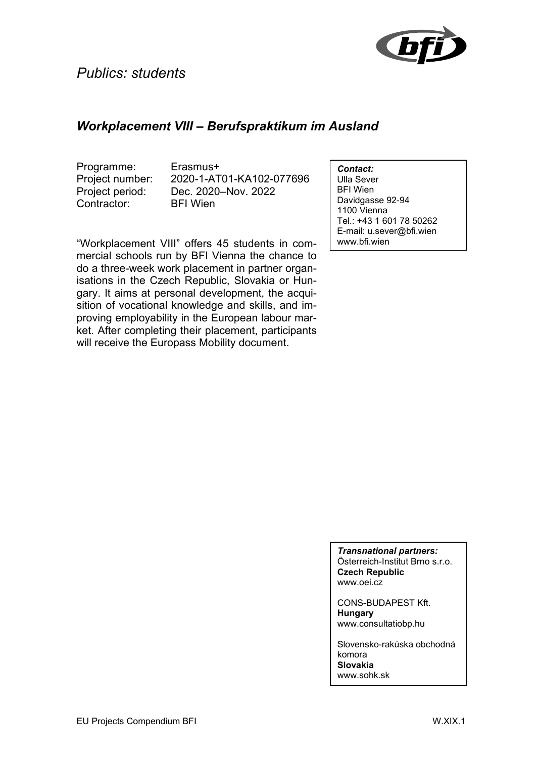*Publics: students*

## *Workplacement VIII – Berufspraktikum im Ausland*

Programme: Erasmus+
Project number: 2020-1-AT01-KA102-077696
Project period: Dec. 2020–Nov. 2022
Contractor: BFI Wien

“Workplacement VIII” offers 45 students in commercial schools run by BFI Vienna the chance to do a three-week work placement in partner organisations in the Czech Republic, Slovakia or Hungary. It aims at personal development, the acquisition of vocational knowledge and skills, and improving employability in the European labour market. After completing their placement, participants will receive the Europass Mobility document.

***Contact:***
Ulla Sever
BFI Wien
Davidgasse 92-94
1100 Vienna
Tel.: +43 1 601 78 50262
E-mail: u.sever@bfi.wien
www.bfi.wien

***Transnational partners:***

Österreich-Institut Brno s.r.o.
**Czech Republic**
www.oei.cz

CONS-BUDAPEST Kft.
**Hungary**
www.consultatiobp.hu

Slovensko-rakúska obchodná komora
**Slovakia**
www.sohk.sk